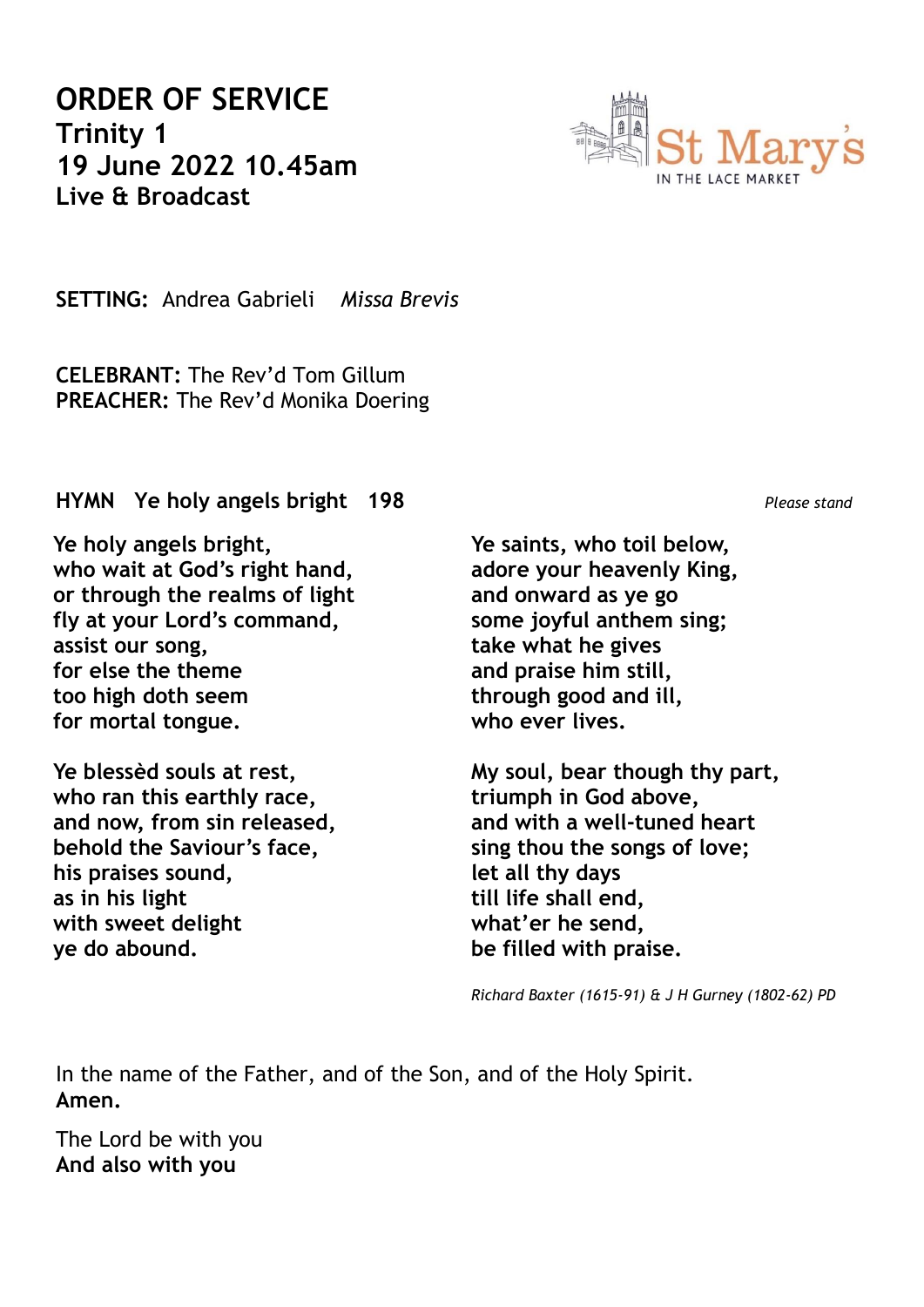# ORDER OF SERVICE

**Trinity 1**
**19 June 2022 10.45am**
**Live & Broadcast**

St Mary's
IN THE LACE MARKET

**SETTING:** Andrea Gabrieli *Missa Brevis*

**CELEBRANT:** The Rev'd Tom Gillum
**PREACHER:** The Rev'd Monika Doering

**HYMN Ye holy angels bright 198** *Please stand*

**Ye holy angels bright,**
**who wait at God's right hand,**
**or through the realms of light**
**fly at your Lord's command,**
**assist our song,**
**for else the theme**
**too high doth seem**
**for mortal tongue.**

**Ye blessèd souls at rest,**
**who ran this earthly race,**
**and now, from sin released,**
**behold the Saviour's face,**
**his praises sound,**
**as in his light**
**with sweet delight**
**ye do abound.**

**Ye saints, who toil below,**
**adore your heavenly King,**
**and onward as ye go**
**some joyful anthem sing;**
**take what he gives**
**and praise him still,**
**through good and ill,**
**who ever lives.**

**My soul, bear though thy part,**
**triumph in God above,**
**and with a well-tuned heart**
**sing thou the songs of love;**
**let all thy days**
**till life shall end,**
**what'er he send,**
**be filled with praise.**

*Richard Baxter (1615-91) & J H Gurney (1802-62) PD*

In the name of the Father, and of the Son, and of the Holy Spirit.
**Amen.**

The Lord be with you
**And also with you**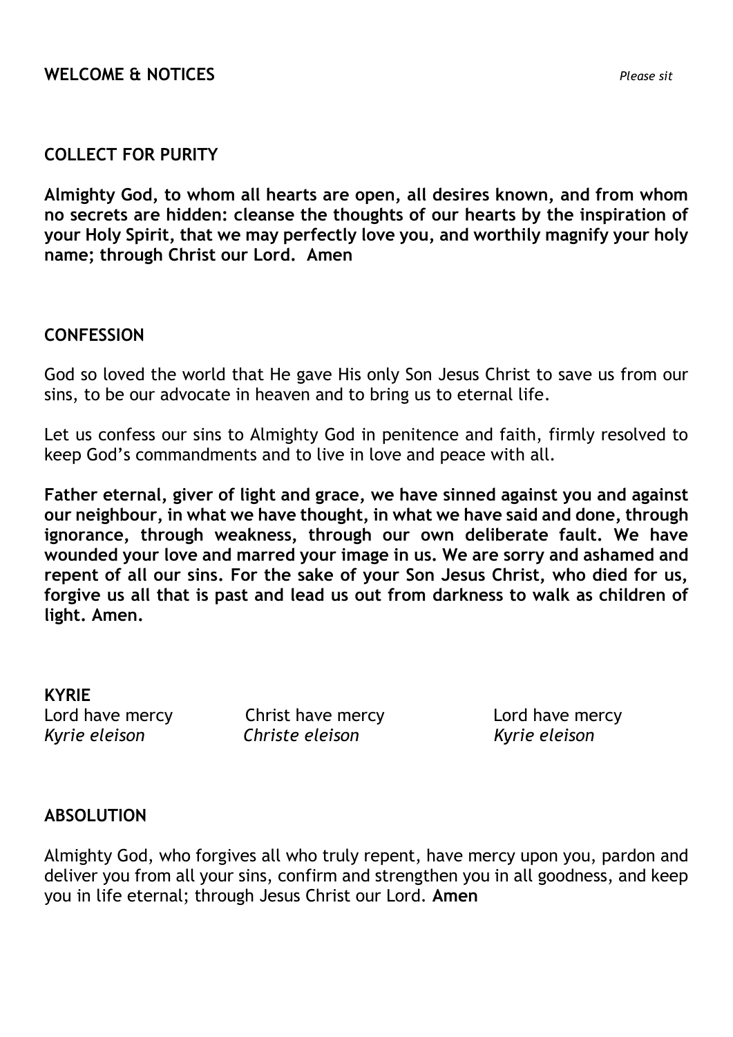## WELCOME & NOTICES *Please sit*

## COLLECT FOR PURITY

**Almighty God, to whom all hearts are open, all desires known, and from whom no secrets are hidden: cleanse the thoughts of our hearts by the inspiration of your Holy Spirit, that we may perfectly love you, and worthily magnify your holy name; through Christ our Lord. Amen**

## CONFESSION

God so loved the world that He gave His only Son Jesus Christ to save us from our sins, to be our advocate in heaven and to bring us to eternal life.

Let us confess our sins to Almighty God in penitence and faith, firmly resolved to keep God's commandments and to live in love and peace with all.

**Father eternal, giver of light and grace, we have sinned against you and against our neighbour, in what we have thought, in what we have said and done, through ignorance, through weakness, through our own deliberate fault. We have wounded your love and marred your image in us. We are sorry and ashamed and repent of all our sins. For the sake of your Son Jesus Christ, who died for us, forgive us all that is past and lead us out from darkness to walk as children of light. Amen.**

## KYRIE

Lord have mercy Christ have mercy Lord have mercy
*Kyrie eleison Christe eleison Kyrie eleison*

## ABSOLUTION

Almighty God, who forgives all who truly repent, have mercy upon you, pardon and deliver you from all your sins, confirm and strengthen you in all goodness, and keep you in life eternal; through Jesus Christ our Lord. **Amen**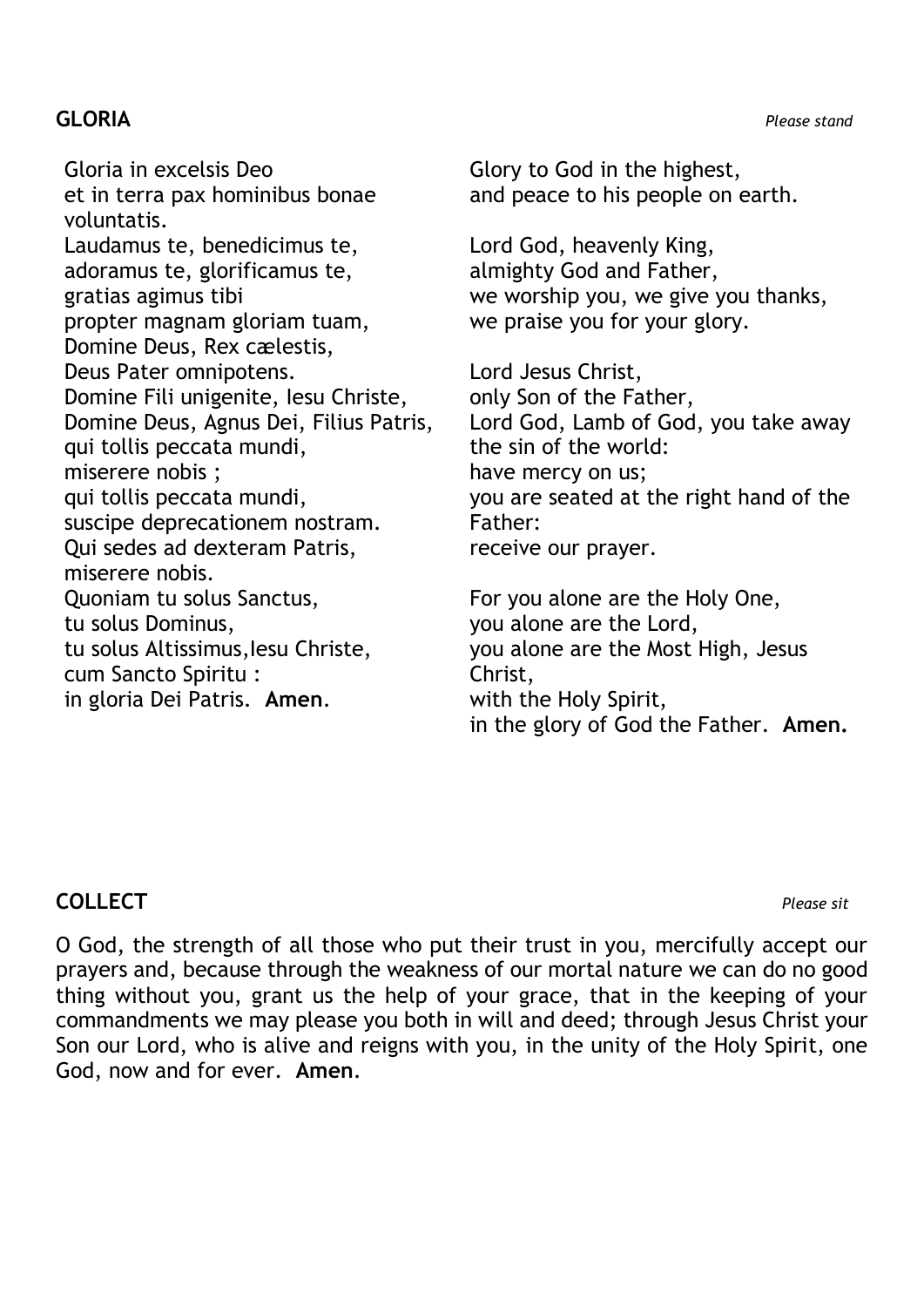## GLORIA

*Please stand*

Gloria in excelsis Deo
et in terra pax hominibus bonae voluntatis.
Laudamus te, benedicimus te,
adoramus te, glorificamus te,
gratias agimus tibi
propter magnam gloriam tuam,
Domine Deus, Rex cælestis,
Deus Pater omnipotens.
Domine Fili unigenite, Iesu Christe,
Domine Deus, Agnus Dei, Filius Patris,
qui tollis peccata mundi,
miserere nobis ;
qui tollis peccata mundi,
suscipe deprecationem nostram.
Qui sedes ad dexteram Patris,
miserere nobis.
Quoniam tu solus Sanctus,
tu solus Dominus,
tu solus Altissimus,Iesu Christe,
cum Sancto Spiritu :
in gloria Dei Patris. **Amen**.

Glory to God in the highest,
and peace to his people on earth.

Lord God, heavenly King,
almighty God and Father,
we worship you, we give you thanks,
we praise you for your glory.

Lord Jesus Christ,
only Son of the Father,
Lord God, Lamb of God, you take away the sin of the world:
have mercy on us;
you are seated at the right hand of the Father:
receive our prayer.

For you alone are the Holy One,
you alone are the Lord,
you alone are the Most High, Jesus Christ,
with the Holy Spirit,
in the glory of God the Father. **Amen.**

## COLLECT

*Please sit*

O God, the strength of all those who put their trust in you, mercifully accept our prayers and, because through the weakness of our mortal nature we can do no good thing without you, grant us the help of your grace, that in the keeping of your commandments we may please you both in will and deed; through Jesus Christ your Son our Lord, who is alive and reigns with you, in the unity of the Holy Spirit, one God, now and for ever. **Amen**.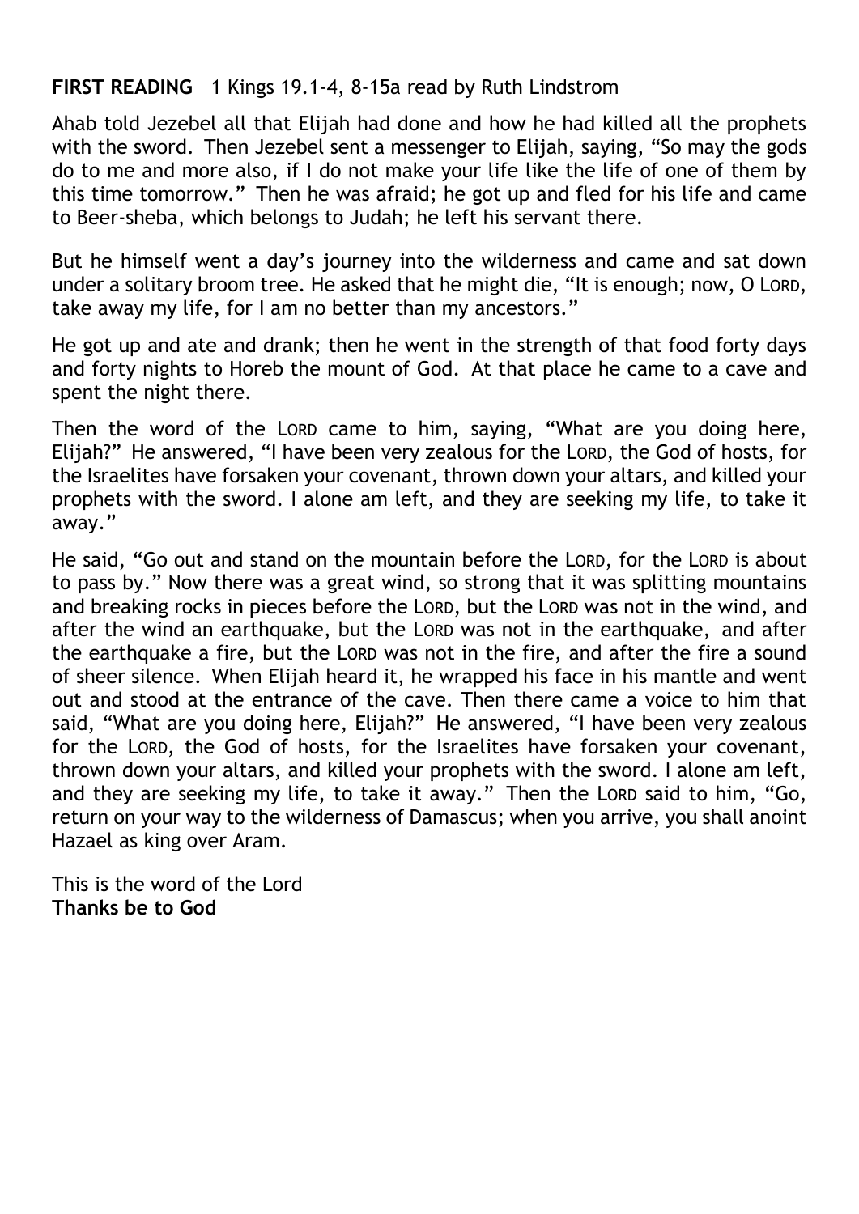**FIRST READING** 1 Kings 19.1-4, 8-15a read by Ruth Lindstrom

Ahab told Jezebel all that Elijah had done and how he had killed all the prophets with the sword. Then Jezebel sent a messenger to Elijah, saying, "So may the gods do to me and more also, if I do not make your life like the life of one of them by this time tomorrow." Then he was afraid; he got up and fled for his life and came to Beer-sheba, which belongs to Judah; he left his servant there.

But he himself went a day's journey into the wilderness and came and sat down under a solitary broom tree. He asked that he might die, "It is enough; now, O LORD, take away my life, for I am no better than my ancestors."

He got up and ate and drank; then he went in the strength of that food forty days and forty nights to Horeb the mount of God. At that place he came to a cave and spent the night there.

Then the word of the LORD came to him, saying, "What are you doing here, Elijah?" He answered, "I have been very zealous for the LORD, the God of hosts, for the Israelites have forsaken your covenant, thrown down your altars, and killed your prophets with the sword. I alone am left, and they are seeking my life, to take it away."

He said, "Go out and stand on the mountain before the LORD, for the LORD is about to pass by." Now there was a great wind, so strong that it was splitting mountains and breaking rocks in pieces before the LORD, but the LORD was not in the wind, and after the wind an earthquake, but the LORD was not in the earthquake, and after the earthquake a fire, but the LORD was not in the fire, and after the fire a sound of sheer silence. When Elijah heard it, he wrapped his face in his mantle and went out and stood at the entrance of the cave. Then there came a voice to him that said, "What are you doing here, Elijah?" He answered, "I have been very zealous for the LORD, the God of hosts, for the Israelites have forsaken your covenant, thrown down your altars, and killed your prophets with the sword. I alone am left, and they are seeking my life, to take it away." Then the LORD said to him, "Go, return on your way to the wilderness of Damascus; when you arrive, you shall anoint Hazael as king over Aram.

This is the word of the Lord
**Thanks be to God**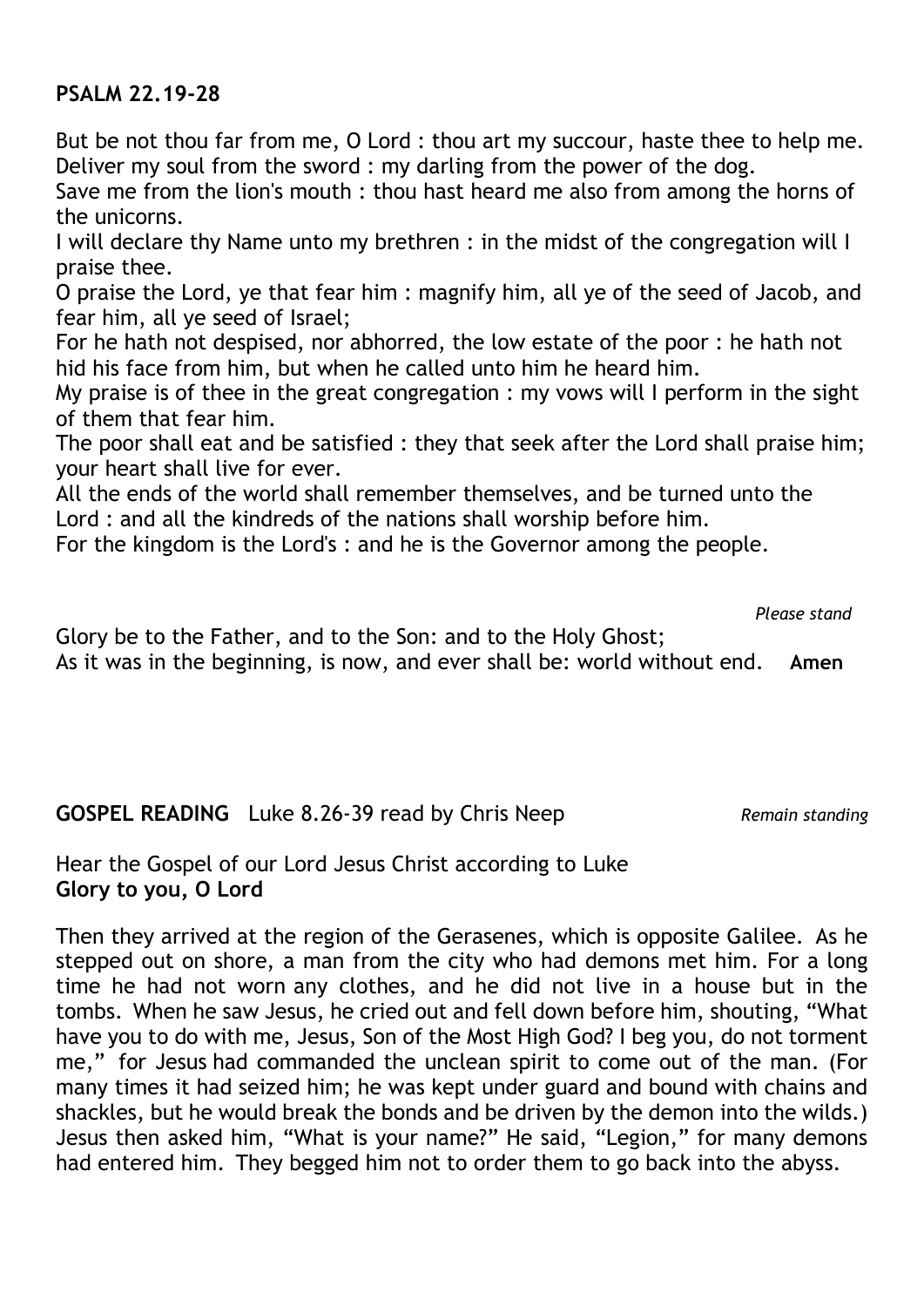**PSALM 22.19-28**

But be not thou far from me, O Lord : thou art my succour, haste thee to help me.
Deliver my soul from the sword : my darling from the power of the dog.
Save me from the lion's mouth : thou hast heard me also from among the horns of the unicorns.
I will declare thy Name unto my brethren : in the midst of the congregation will I praise thee.
O praise the Lord, ye that fear him : magnify him, all ye of the seed of Jacob, and fear him, all ye seed of Israel;
For he hath not despised, nor abhorred, the low estate of the poor : he hath not hid his face from him, but when he called unto him he heard him.
My praise is of thee in the great congregation : my vows will I perform in the sight of them that fear him.
The poor shall eat and be satisfied : they that seek after the Lord shall praise him; your heart shall live for ever.
All the ends of the world shall remember themselves, and be turned unto the Lord : and all the kindreds of the nations shall worship before him.
For the kingdom is the Lord's : and he is the Governor among the people.

*Please stand*

Glory be to the Father, and to the Son: and to the Holy Ghost;
As it was in the beginning, is now, and ever shall be: world without end. **Amen**

**GOSPEL READING** Luke 8.26-39 read by Chris Neep *Remain standing*

Hear the Gospel of our Lord Jesus Christ according to Luke
**Glory to you, O Lord**

Then they arrived at the region of the Gerasenes, which is opposite Galilee. As he stepped out on shore, a man from the city who had demons met him. For a long time he had not worn any clothes, and he did not live in a house but in the tombs. When he saw Jesus, he cried out and fell down before him, shouting, "What have you to do with me, Jesus, Son of the Most High God? I beg you, do not torment me," for Jesus had commanded the unclean spirit to come out of the man. (For many times it had seized him; he was kept under guard and bound with chains and shackles, but he would break the bonds and be driven by the demon into the wilds.) Jesus then asked him, "What is your name?" He said, "Legion," for many demons had entered him. They begged him not to order them to go back into the abyss.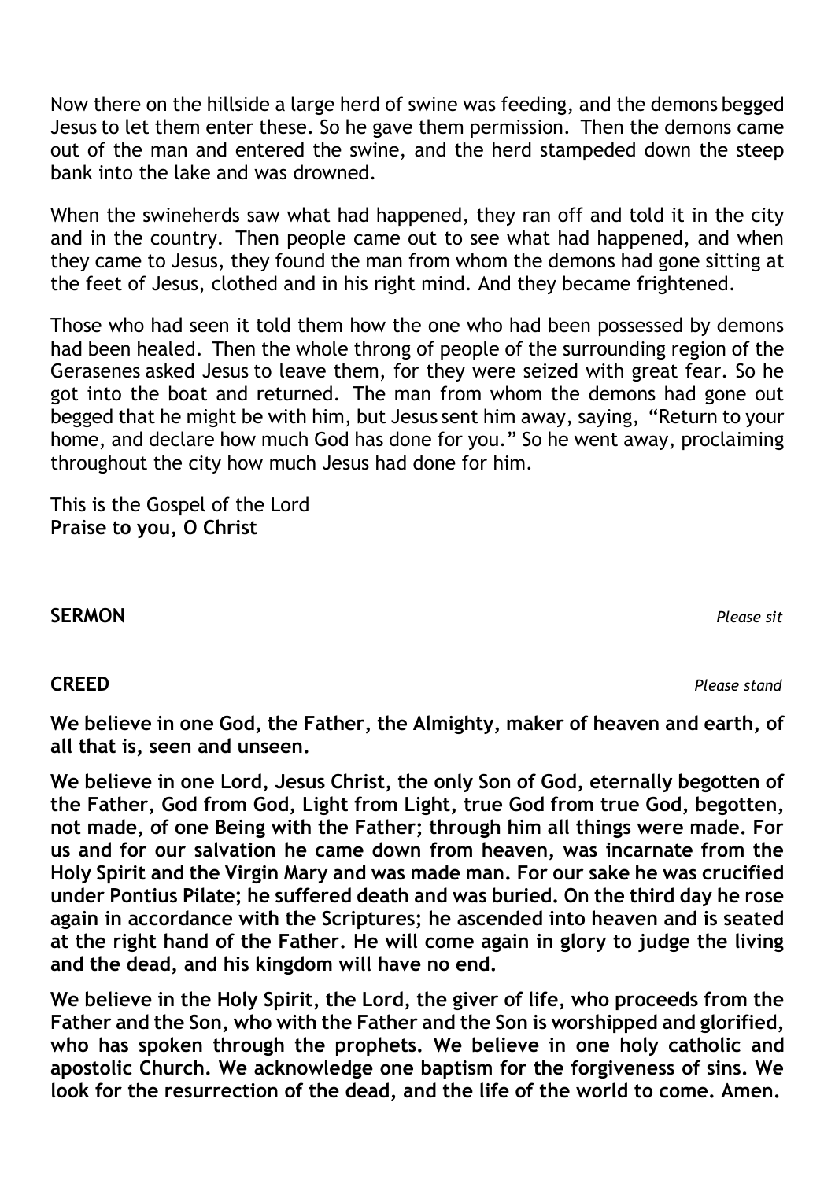Now there on the hillside a large herd of swine was feeding, and the demons begged Jesus to let them enter these. So he gave them permission. Then the demons came out of the man and entered the swine, and the herd stampeded down the steep bank into the lake and was drowned.

When the swineherds saw what had happened, they ran off and told it in the city and in the country. Then people came out to see what had happened, and when they came to Jesus, they found the man from whom the demons had gone sitting at the feet of Jesus, clothed and in his right mind. And they became frightened.

Those who had seen it told them how the one who had been possessed by demons had been healed. Then the whole throng of people of the surrounding region of the Gerasenes asked Jesus to leave them, for they were seized with great fear. So he got into the boat and returned. The man from whom the demons had gone out begged that he might be with him, but Jesus sent him away, saying, "Return to your home, and declare how much God has done for you." So he went away, proclaiming throughout the city how much Jesus had done for him.

This is the Gospel of the Lord
**Praise to you, O Christ**

**SERMON** *Please sit*

**CREED** *Please stand*

**We believe in one God, the Father, the Almighty, maker of heaven and earth, of all that is, seen and unseen.**

**We believe in one Lord, Jesus Christ, the only Son of God, eternally begotten of the Father, God from God, Light from Light, true God from true God, begotten, not made, of one Being with the Father; through him all things were made. For us and for our salvation he came down from heaven, was incarnate from the Holy Spirit and the Virgin Mary and was made man. For our sake he was crucified under Pontius Pilate; he suffered death and was buried. On the third day he rose again in accordance with the Scriptures; he ascended into heaven and is seated at the right hand of the Father. He will come again in glory to judge the living and the dead, and his kingdom will have no end.**

**We believe in the Holy Spirit, the Lord, the giver of life, who proceeds from the Father and the Son, who with the Father and the Son is worshipped and glorified, who has spoken through the prophets. We believe in one holy catholic and apostolic Church. We acknowledge one baptism for the forgiveness of sins. We look for the resurrection of the dead, and the life of the world to come. Amen.**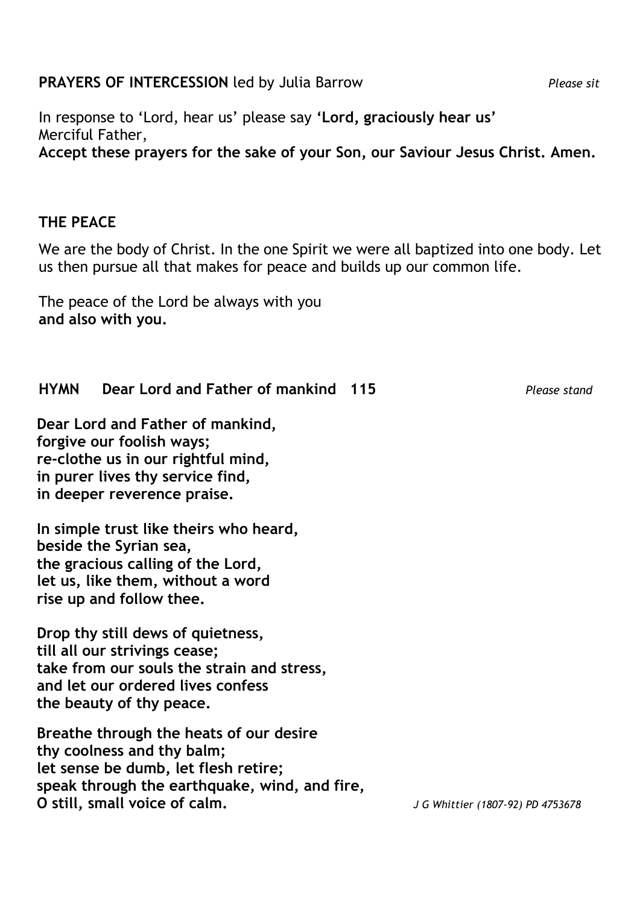**PRAYERS OF INTERCESSION** led by Julia Barrow *Please sit*

In response to 'Lord, hear us' please say **'Lord, graciously hear us'**
Merciful Father,
**Accept these prayers for the sake of your Son, our Saviour Jesus Christ. Amen.**

**THE PEACE**

We are the body of Christ. In the one Spirit we were all baptized into one body. Let us then pursue all that makes for peace and builds up our common life.

The peace of the Lord be always with you
**and also with you.**

**HYMN Dear Lord and Father of mankind 115** *Please stand*

**Dear Lord and Father of mankind,**
**forgive our foolish ways;**
**re-clothe us in our rightful mind,**
**in purer lives thy service find,**
**in deeper reverence praise.**

**In simple trust like theirs who heard,**
**beside the Syrian sea,**
**the gracious calling of the Lord,**
**let us, like them, without a word**
**rise up and follow thee.**

**Drop thy still dews of quietness,**
**till all our strivings cease;**
**take from our souls the strain and stress,**
**and let our ordered lives confess**
**the beauty of thy peace.**

**Breathe through the heats of our desire**
**thy coolness and thy balm;**
**let sense be dumb, let flesh retire;**
**speak through the earthquake, wind, and fire,**
**O still, small voice of calm.**

*J G Whittier (1807-92) PD 4753678*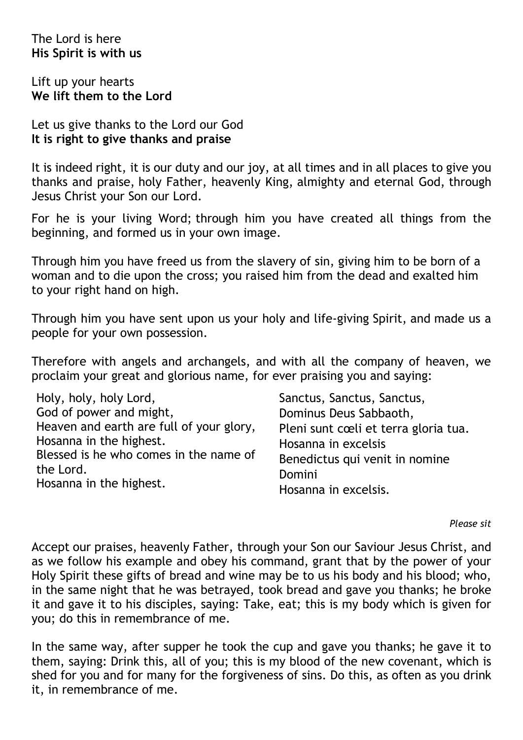The Lord is here
**His Spirit is with us**

Lift up your hearts
**We lift them to the Lord**

Let us give thanks to the Lord our God
**It is right to give thanks and praise**

It is indeed right, it is our duty and our joy, at all times and in all places to give you thanks and praise, holy Father, heavenly King, almighty and eternal God, through Jesus Christ your Son our Lord.

For he is your living Word; through him you have created all things from the beginning, and formed us in your own image.

Through him you have freed us from the slavery of sin, giving him to be born of a woman and to die upon the cross; you raised him from the dead and exalted him to your right hand on high.

Through him you have sent upon us your holy and life-giving Spirit, and made us a people for your own possession.

Therefore with angels and archangels, and with all the company of heaven, we proclaim your great and glorious name, for ever praising you and saying:

Holy, holy, holy Lord,
God of power and might,
Heaven and earth are full of your glory,
Hosanna in the highest.
Blessed is he who comes in the name of the Lord.
Hosanna in the highest.

Sanctus, Sanctus, Sanctus,
Dominus Deus Sabbaoth,
Pleni sunt cœli et terra gloria tua.
Hosanna in excelsis
Benedictus qui venit in nomine Domini
Hosanna in excelsis.

*Please sit*

Accept our praises, heavenly Father, through your Son our Saviour Jesus Christ, and as we follow his example and obey his command, grant that by the power of your Holy Spirit these gifts of bread and wine may be to us his body and his blood; who, in the same night that he was betrayed, took bread and gave you thanks; he broke it and gave it to his disciples, saying: Take, eat; this is my body which is given for you; do this in remembrance of me.

In the same way, after supper he took the cup and gave you thanks; he gave it to them, saying: Drink this, all of you; this is my blood of the new covenant, which is shed for you and for many for the forgiveness of sins. Do this, as often as you drink it, in remembrance of me.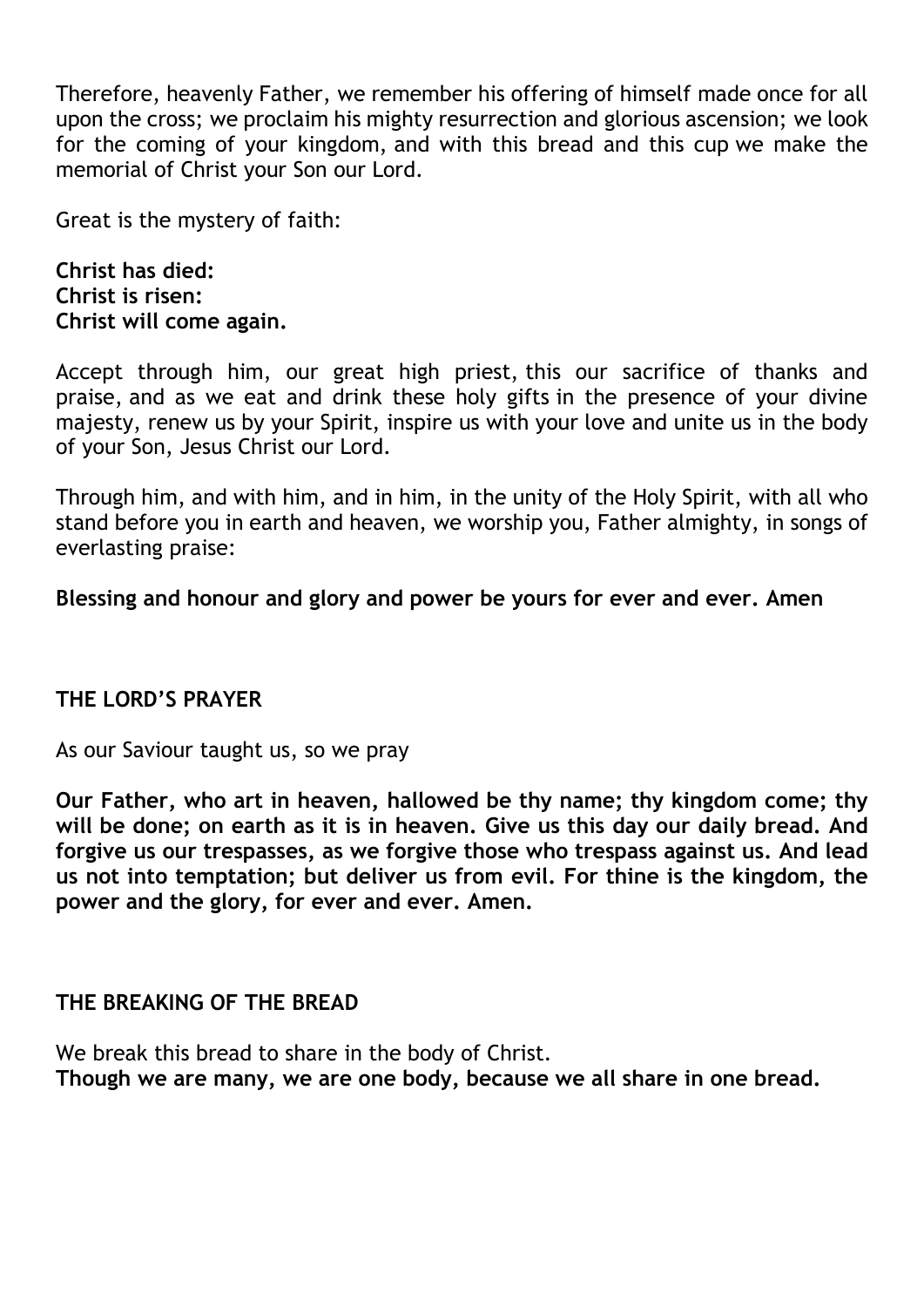Therefore, heavenly Father, we remember his offering of himself made once for all upon the cross; we proclaim his mighty resurrection and glorious ascension; we look for the coming of your kingdom, and with this bread and this cup we make the memorial of Christ your Son our Lord.

Great is the mystery of faith:

**Christ has died:**
**Christ is risen:**
**Christ will come again.**

Accept through him, our great high priest, this our sacrifice of thanks and praise, and as we eat and drink these holy gifts in the presence of your divine majesty, renew us by your Spirit, inspire us with your love and unite us in the body of your Son, Jesus Christ our Lord.

Through him, and with him, and in him, in the unity of the Holy Spirit, with all who stand before you in earth and heaven, we worship you, Father almighty, in songs of everlasting praise:

**Blessing and honour and glory and power be yours for ever and ever. Amen**

## THE LORD'S PRAYER

As our Saviour taught us, so we pray

**Our Father, who art in heaven, hallowed be thy name; thy kingdom come; thy will be done; on earth as it is in heaven. Give us this day our daily bread. And forgive us our trespasses, as we forgive those who trespass against us. And lead us not into temptation; but deliver us from evil. For thine is the kingdom, the power and the glory, for ever and ever. Amen.**

## THE BREAKING OF THE BREAD

We break this bread to share in the body of Christ.
**Though we are many, we are one body, because we all share in one bread.**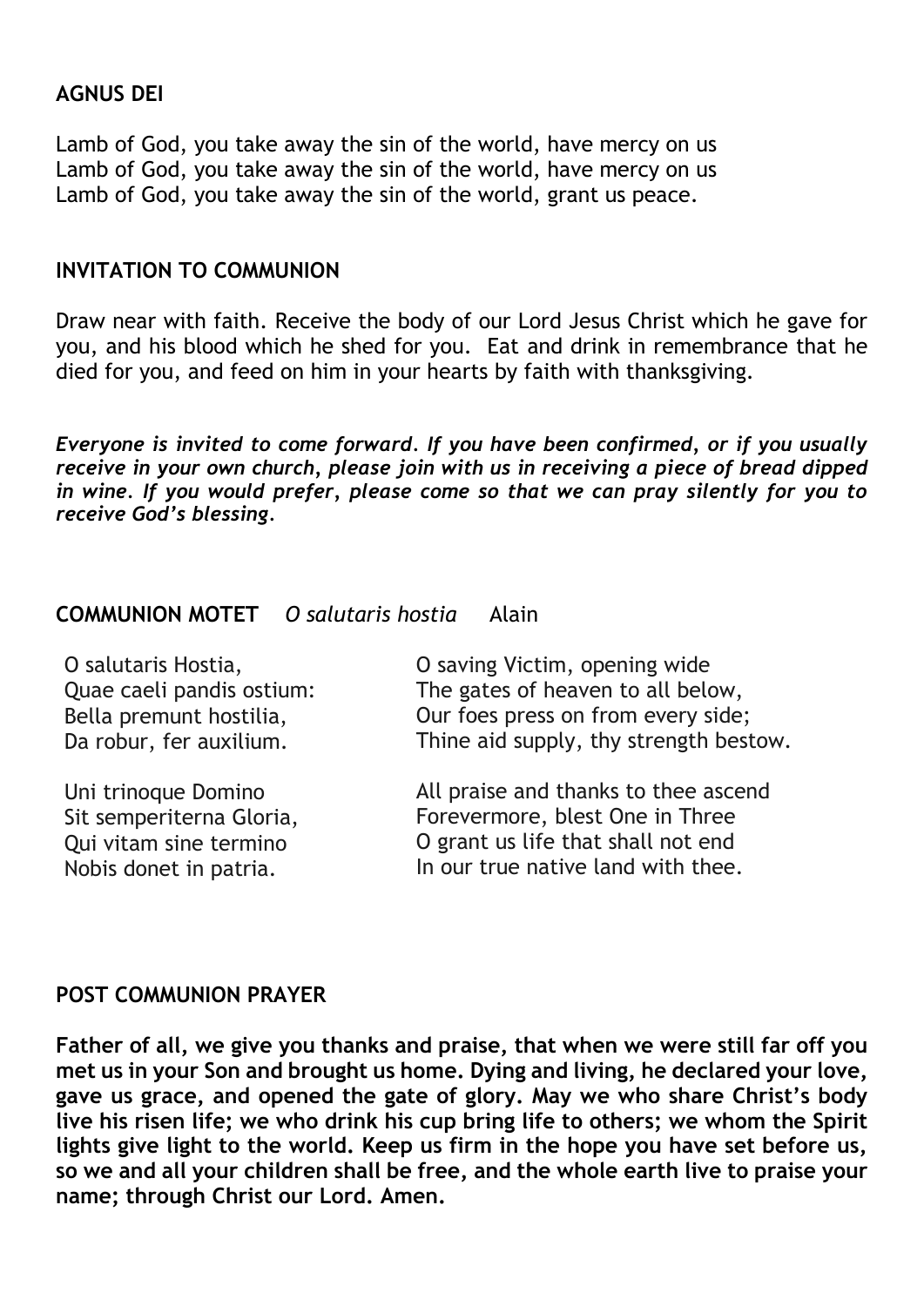**AGNUS DEI**

Lamb of God, you take away the sin of the world, have mercy on us
Lamb of God, you take away the sin of the world, have mercy on us
Lamb of God, you take away the sin of the world, grant us peace.

**INVITATION TO COMMUNION**

Draw near with faith. Receive the body of our Lord Jesus Christ which he gave for you, and his blood which he shed for you. Eat and drink in remembrance that he died for you, and feed on him in your hearts by faith with thanksgiving.

***Everyone is invited to come forward. If you have been confirmed, or if you usually receive in your own church, please join with us in receiving a piece of bread dipped in wine. If you would prefer, please come so that we can pray silently for you to receive God's blessing.***

**COMMUNION MOTET** *O salutaris hostia* Alain

O salutaris Hostia,
Quae caeli pandis ostium:
Bella premunt hostilia,
Da robur, fer auxilium.

O saving Victim, opening wide
The gates of heaven to all below,
Our foes press on from every side;
Thine aid supply, thy strength bestow.

Uni trinoque Domino
Sit semperiterna Gloria,
Qui vitam sine termino
Nobis donet in patria.

All praise and thanks to thee ascend
Forevermore, blest One in Three
O grant us life that shall not end
In our true native land with thee.

**POST COMMUNION PRAYER**

**Father of all, we give you thanks and praise, that when we were still far off you met us in your Son and brought us home. Dying and living, he declared your love, gave us grace, and opened the gate of glory. May we who share Christ's body live his risen life; we who drink his cup bring life to others; we whom the Spirit lights give light to the world. Keep us firm in the hope you have set before us, so we and all your children shall be free, and the whole earth live to praise your name; through Christ our Lord. Amen.**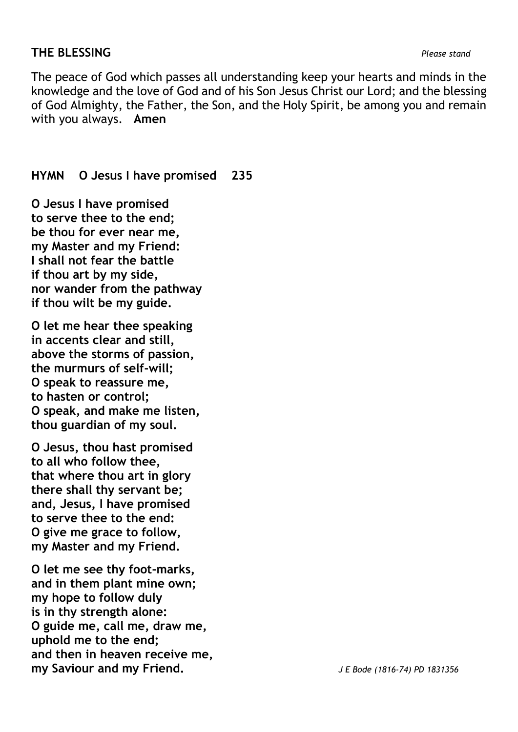**THE BLESSING** *Please stand*

The peace of God which passes all understanding keep your hearts and minds in the knowledge and the love of God and of his Son Jesus Christ our Lord; and the blessing of God Almighty, the Father, the Son, and the Holy Spirit, be among you and remain with you always. **Amen**

**HYMN O Jesus I have promised 235**

**O Jesus I have promised**
**to serve thee to the end;**
**be thou for ever near me,**
**my Master and my Friend:**
**I shall not fear the battle**
**if thou art by my side,**
**nor wander from the pathway**
**if thou wilt be my guide.**

**O let me hear thee speaking**
**in accents clear and still,**
**above the storms of passion,**
**the murmurs of self-will;**
**O speak to reassure me,**
**to hasten or control;**
**O speak, and make me listen,**
**thou guardian of my soul.**

**O Jesus, thou hast promised**
**to all who follow thee,**
**that where thou art in glory**
**there shall thy servant be;**
**and, Jesus, I have promised**
**to serve thee to the end:**
**O give me grace to follow,**
**my Master and my Friend.**

**O let me see thy foot-marks,**
**and in them plant mine own;**
**my hope to follow duly**
**is in thy strength alone:**
**O guide me, call me, draw me,**
**uphold me to the end;**
**and then in heaven receive me,**
**my Saviour and my Friend.**

*J E Bode (1816-74) PD 1831356*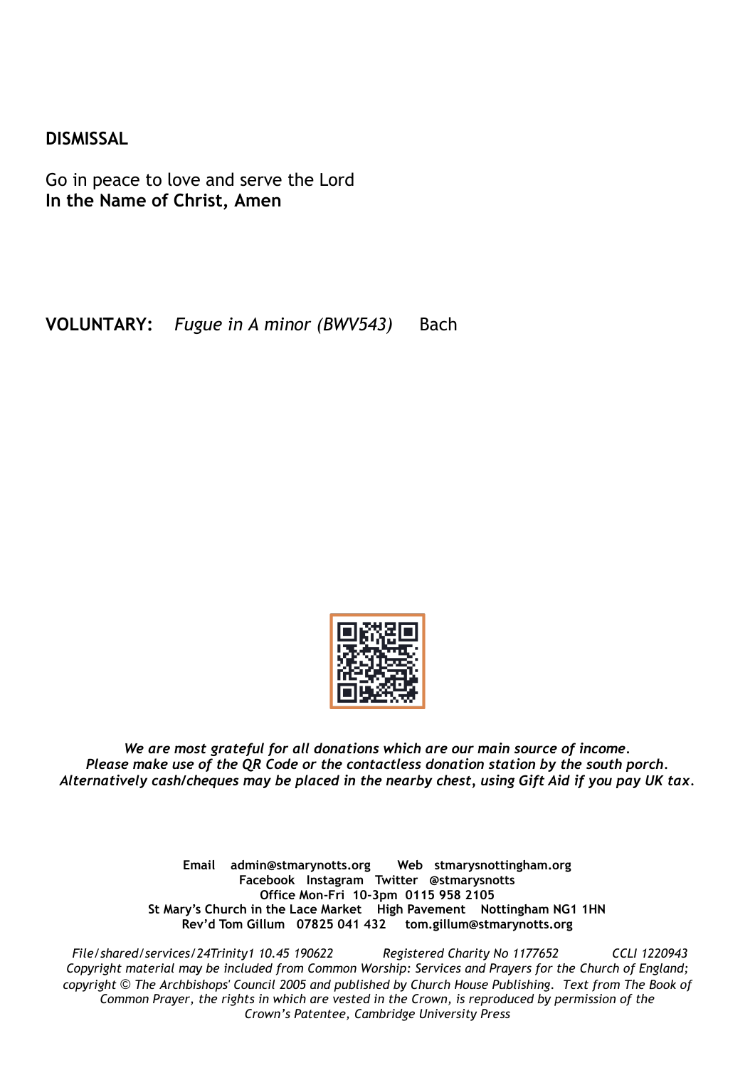## DISMISSAL

Go in peace to love and serve the Lord
**In the Name of Christ, Amen**

**VOLUNTARY:** *Fugue in A minor (BWV543)* Bach

***We are most grateful for all donations which are our main source of income.***
***Please make use of the QR Code or the contactless donation station by the south porch.***
***Alternatively cash/cheques may be placed in the nearby chest, using Gift Aid if you pay UK tax.***

**Email admin@stmarynotts.org Web stmarysnottingham.org**
**Facebook Instagram Twitter @stmarysnotts**
**Office Mon-Fri 10-3pm 0115 958 2105**
**St Mary's Church in the Lace Market High Pavement Nottingham NG1 1HN**
**Rev'd Tom Gillum 07825 041 432 tom.gillum@stmarynotts.org**

*File/shared/services/24Trinity1 10.45 190622 Registered Charity No 1177652 CCLI 1220943*
*Copyright material may be included from Common Worship: Services and Prayers for the Church of England; copyright © The Archbishops' Council 2005 and published by Church House Publishing. Text from The Book of Common Prayer, the rights in which are vested in the Crown, is reproduced by permission of the Crown's Patentee, Cambridge University Press*